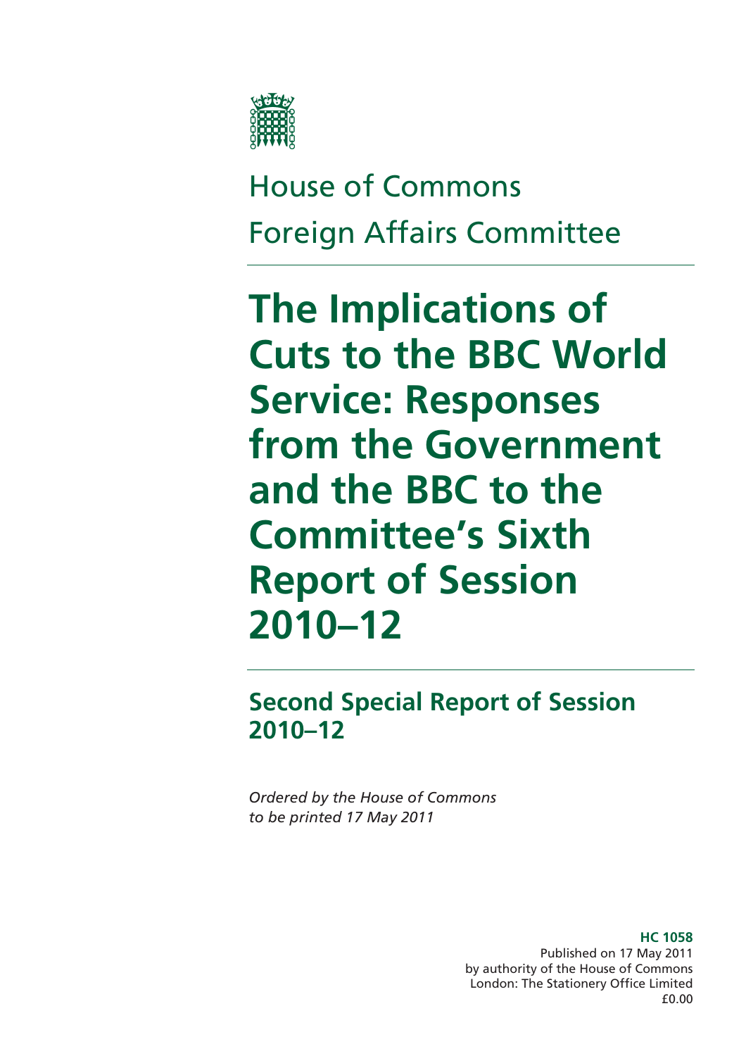House of Commons

Foreign Affairs Committee

# The Implications of Cuts to the BBC World Service: Responses from the Government and the BBC to the Committee's Sixth Report of Session 2010–12

## Second Special Report of Session 2010–12

*Ordered by the House of Commons to be printed 17 May 2011*

**HC 1058**
Published on 17 May 2011
by authority of the House of Commons
London: The Stationery Office Limited
£0.00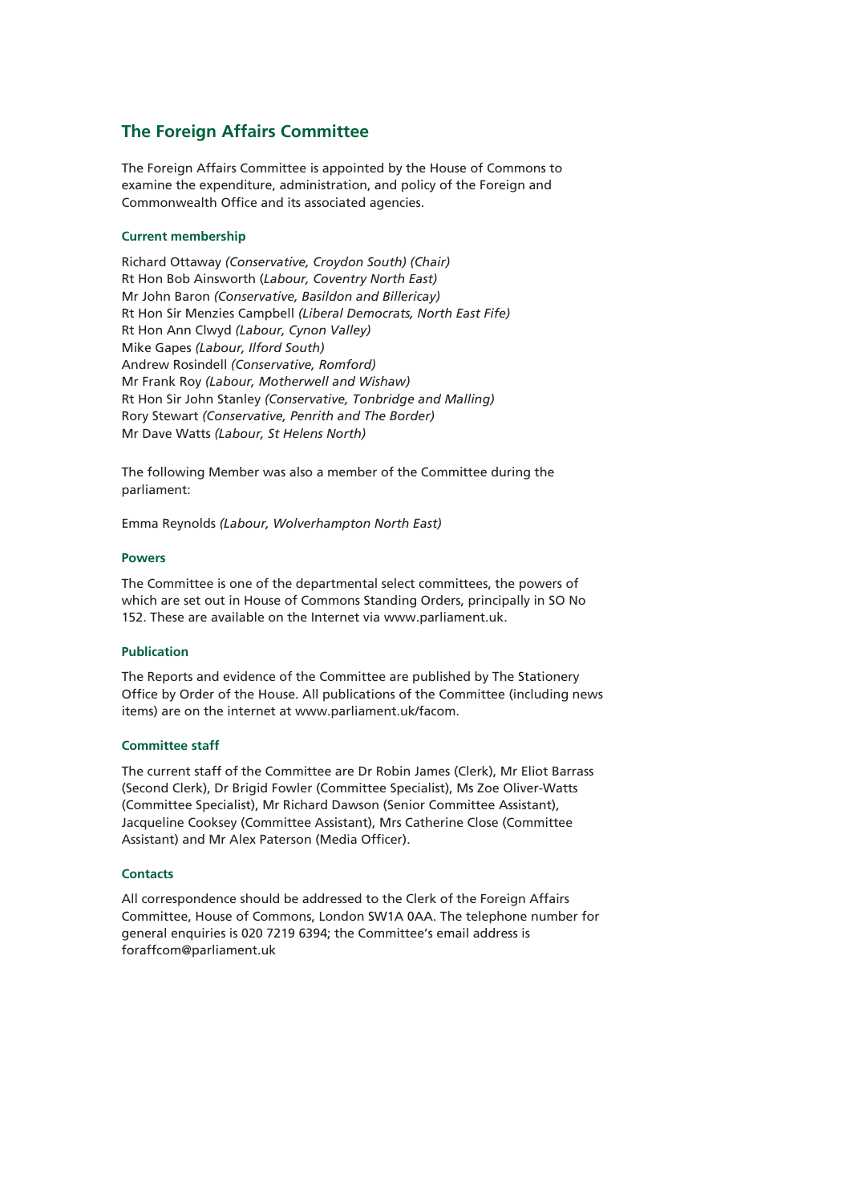## The Foreign Affairs Committee

The Foreign Affairs Committee is appointed by the House of Commons to examine the expenditure, administration, and policy of the Foreign and Commonwealth Office and its associated agencies.

### Current membership

Richard Ottaway *(Conservative, Croydon South) (Chair)*
Rt Hon Bob Ainsworth (*Labour, Coventry North East)*
Mr John Baron *(Conservative, Basildon and Billericay)*
Rt Hon Sir Menzies Campbell *(Liberal Democrats, North East Fife)*
Rt Hon Ann Clwyd *(Labour, Cynon Valley)*
Mike Gapes *(Labour, Ilford South)*
Andrew Rosindell *(Conservative, Romford)*
Mr Frank Roy *(Labour, Motherwell and Wishaw)*
Rt Hon Sir John Stanley *(Conservative, Tonbridge and Malling)*
Rory Stewart *(Conservative, Penrith and The Border)*
Mr Dave Watts *(Labour, St Helens North)*

The following Member was also a member of the Committee during the parliament:

Emma Reynolds *(Labour, Wolverhampton North East)*

### Powers

The Committee is one of the departmental select committees, the powers of which are set out in House of Commons Standing Orders, principally in SO No 152. These are available on the Internet via www.parliament.uk.

### Publication

The Reports and evidence of the Committee are published by The Stationery Office by Order of the House. All publications of the Committee (including news items) are on the internet at www.parliament.uk/facom.

### Committee staff

The current staff of the Committee are Dr Robin James (Clerk), Mr Eliot Barrass (Second Clerk), Dr Brigid Fowler (Committee Specialist), Ms Zoe Oliver-Watts (Committee Specialist), Mr Richard Dawson (Senior Committee Assistant), Jacqueline Cooksey (Committee Assistant), Mrs Catherine Close (Committee Assistant) and Mr Alex Paterson (Media Officer).

### Contacts

All correspondence should be addressed to the Clerk of the Foreign Affairs Committee, House of Commons, London SW1A 0AA. The telephone number for general enquiries is 020 7219 6394; the Committee's email address is foraffcom@parliament.uk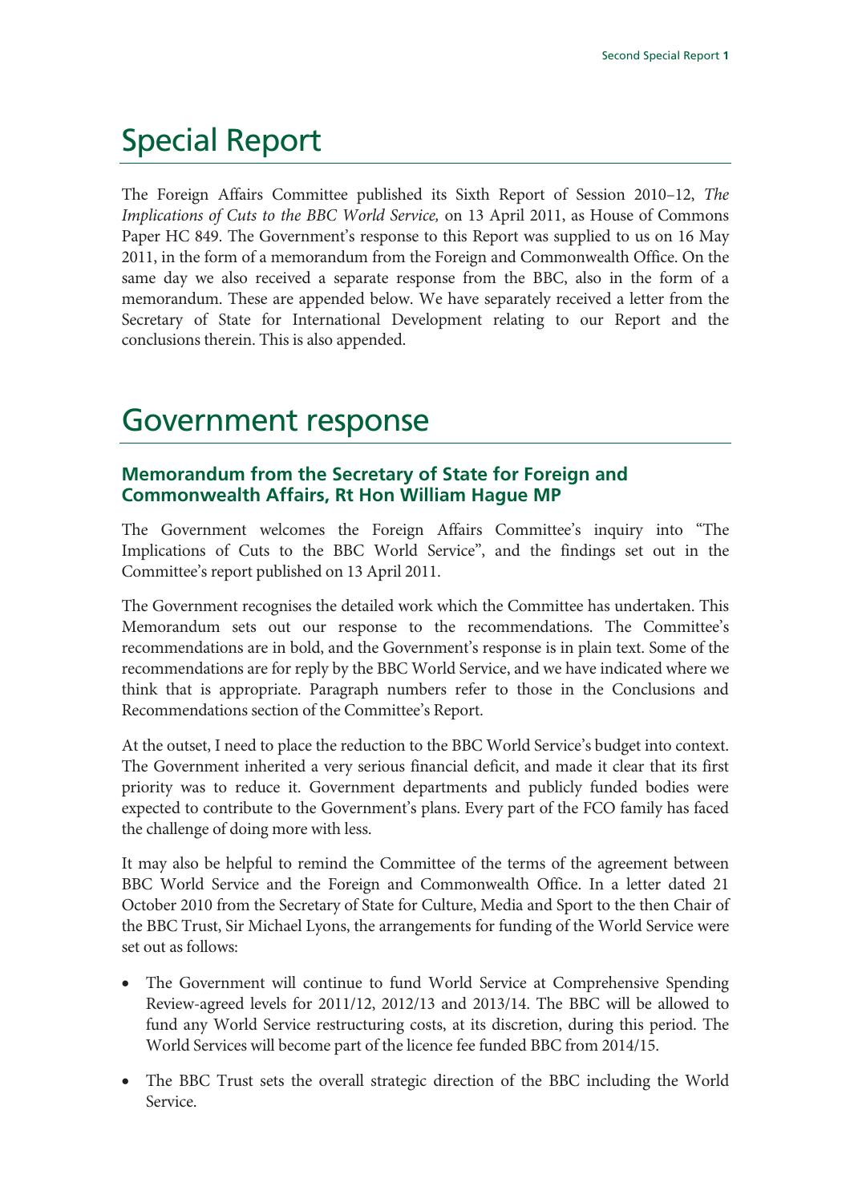# Special Report

The Foreign Affairs Committee published its Sixth Report of Session 2010–12, *The Implications of Cuts to the BBC World Service,* on 13 April 2011, as House of Commons Paper HC 849. The Government's response to this Report was supplied to us on 16 May 2011, in the form of a memorandum from the Foreign and Commonwealth Office. On the same day we also received a separate response from the BBC, also in the form of a memorandum. These are appended below. We have separately received a letter from the Secretary of State for International Development relating to our Report and the conclusions therein. This is also appended.

# Government response

### Memorandum from the Secretary of State for Foreign and Commonwealth Affairs, Rt Hon William Hague MP

The Government welcomes the Foreign Affairs Committee's inquiry into "The Implications of Cuts to the BBC World Service", and the findings set out in the Committee's report published on 13 April 2011.

The Government recognises the detailed work which the Committee has undertaken. This Memorandum sets out our response to the recommendations. The Committee's recommendations are in bold, and the Government's response is in plain text. Some of the recommendations are for reply by the BBC World Service, and we have indicated where we think that is appropriate. Paragraph numbers refer to those in the Conclusions and Recommendations section of the Committee's Report.

At the outset, I need to place the reduction to the BBC World Service's budget into context. The Government inherited a very serious financial deficit, and made it clear that its first priority was to reduce it. Government departments and publicly funded bodies were expected to contribute to the Government's plans. Every part of the FCO family has faced the challenge of doing more with less.

It may also be helpful to remind the Committee of the terms of the agreement between BBC World Service and the Foreign and Commonwealth Office. In a letter dated 21 October 2010 from the Secretary of State for Culture, Media and Sport to the then Chair of the BBC Trust, Sir Michael Lyons, the arrangements for funding of the World Service were set out as follows:

- The Government will continue to fund World Service at Comprehensive Spending Review-agreed levels for 2011/12, 2012/13 and 2013/14. The BBC will be allowed to fund any World Service restructuring costs, at its discretion, during this period. The World Services will become part of the licence fee funded BBC from 2014/15.
- The BBC Trust sets the overall strategic direction of the BBC including the World Service.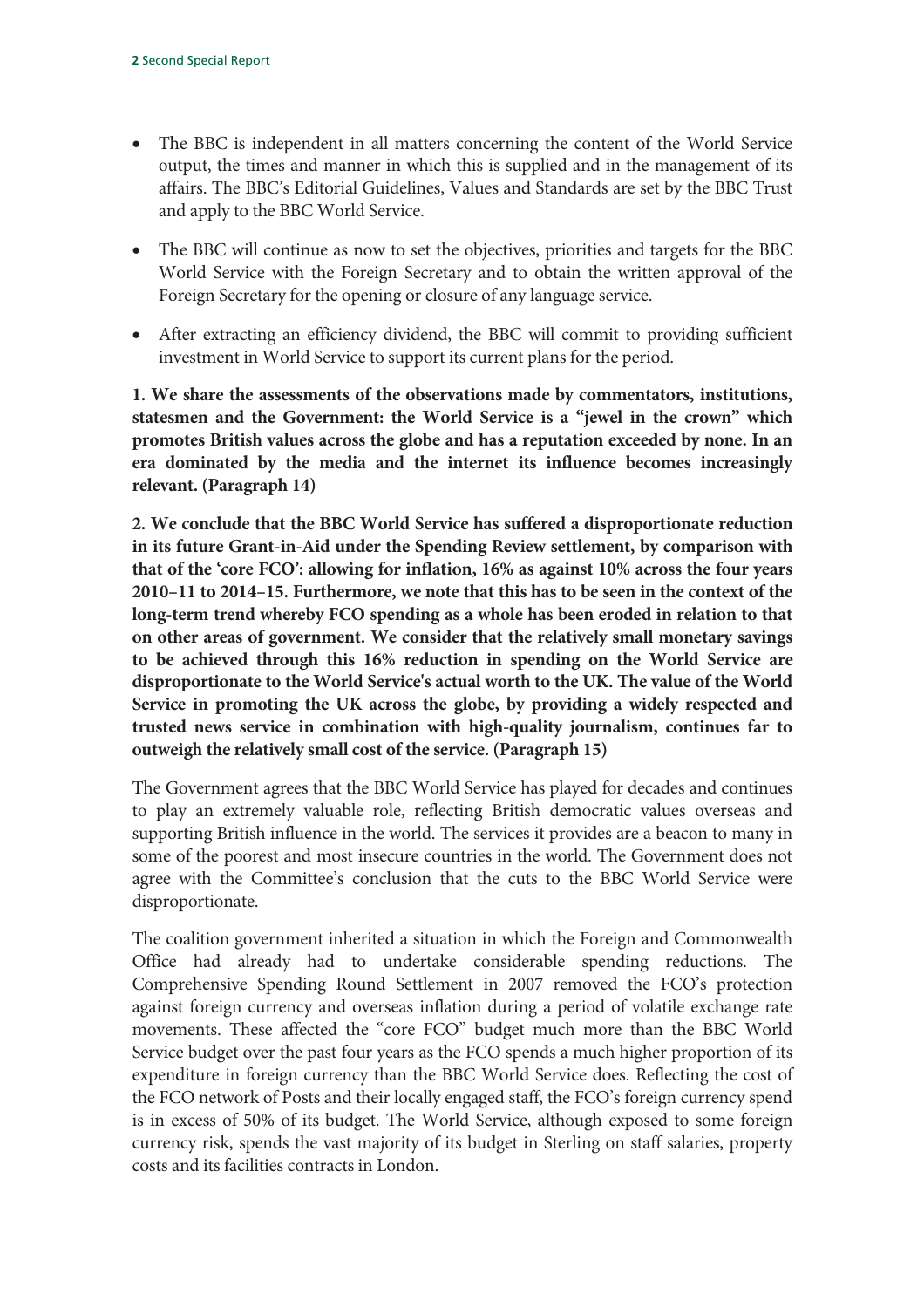- The BBC is independent in all matters concerning the content of the World Service output, the times and manner in which this is supplied and in the management of its affairs. The BBC's Editorial Guidelines, Values and Standards are set by the BBC Trust and apply to the BBC World Service.
- The BBC will continue as now to set the objectives, priorities and targets for the BBC World Service with the Foreign Secretary and to obtain the written approval of the Foreign Secretary for the opening or closure of any language service.
- After extracting an efficiency dividend, the BBC will commit to providing sufficient investment in World Service to support its current plans for the period.

**1. We share the assessments of the observations made by commentators, institutions, statesmen and the Government: the World Service is a "jewel in the crown" which promotes British values across the globe and has a reputation exceeded by none. In an era dominated by the media and the internet its influence becomes increasingly relevant. (Paragraph 14)**

**2. We conclude that the BBC World Service has suffered a disproportionate reduction in its future Grant-in-Aid under the Spending Review settlement, by comparison with that of the 'core FCO': allowing for inflation, 16% as against 10% across the four years 2010–11 to 2014–15. Furthermore, we note that this has to be seen in the context of the long-term trend whereby FCO spending as a whole has been eroded in relation to that on other areas of government. We consider that the relatively small monetary savings to be achieved through this 16% reduction in spending on the World Service are disproportionate to the World Service's actual worth to the UK. The value of the World Service in promoting the UK across the globe, by providing a widely respected and trusted news service in combination with high-quality journalism, continues far to outweigh the relatively small cost of the service. (Paragraph 15)**

The Government agrees that the BBC World Service has played for decades and continues to play an extremely valuable role, reflecting British democratic values overseas and supporting British influence in the world. The services it provides are a beacon to many in some of the poorest and most insecure countries in the world. The Government does not agree with the Committee's conclusion that the cuts to the BBC World Service were disproportionate.

The coalition government inherited a situation in which the Foreign and Commonwealth Office had already had to undertake considerable spending reductions. The Comprehensive Spending Round Settlement in 2007 removed the FCO's protection against foreign currency and overseas inflation during a period of volatile exchange rate movements. These affected the "core FCO" budget much more than the BBC World Service budget over the past four years as the FCO spends a much higher proportion of its expenditure in foreign currency than the BBC World Service does. Reflecting the cost of the FCO network of Posts and their locally engaged staff, the FCO's foreign currency spend is in excess of 50% of its budget. The World Service, although exposed to some foreign currency risk, spends the vast majority of its budget in Sterling on staff salaries, property costs and its facilities contracts in London.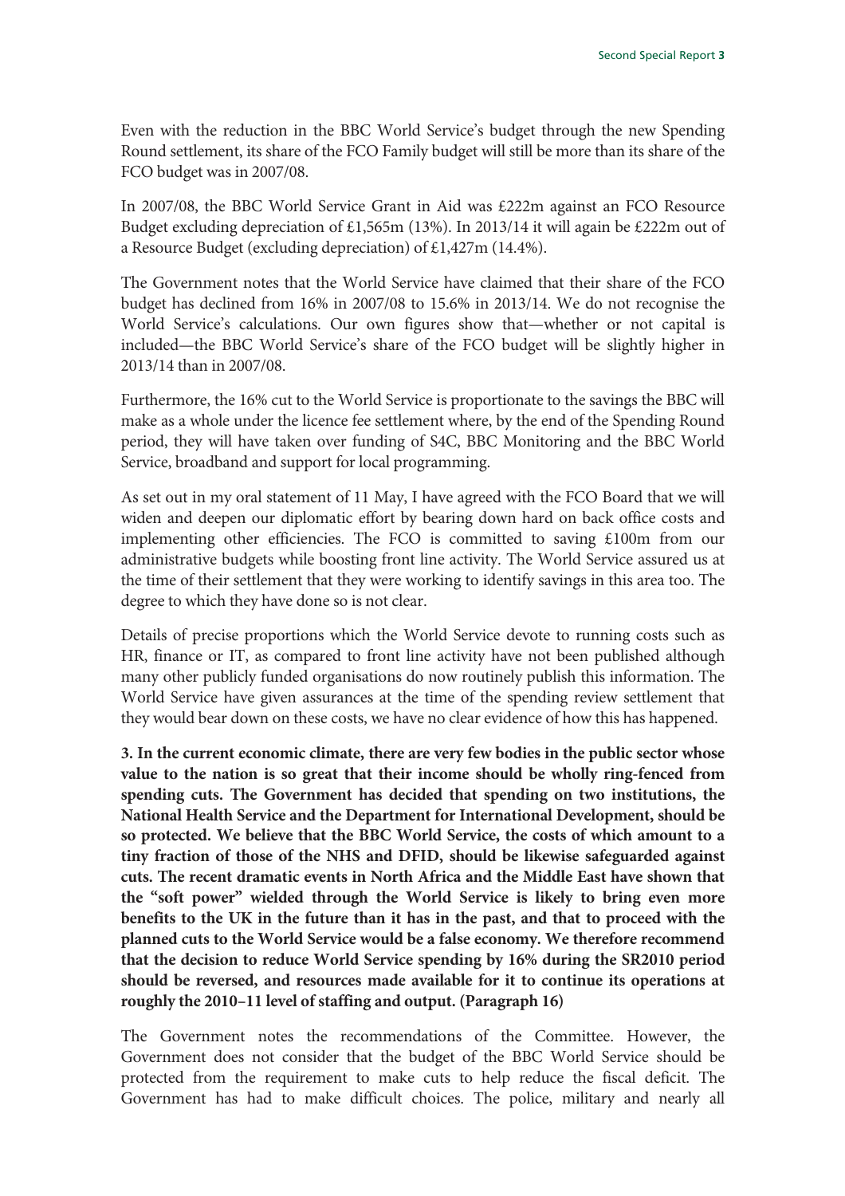Even with the reduction in the BBC World Service's budget through the new Spending Round settlement, its share of the FCO Family budget will still be more than its share of the FCO budget was in 2007/08.

In 2007/08, the BBC World Service Grant in Aid was £222m against an FCO Resource Budget excluding depreciation of £1,565m (13%). In 2013/14 it will again be £222m out of a Resource Budget (excluding depreciation) of £1,427m (14.4%).

The Government notes that the World Service have claimed that their share of the FCO budget has declined from 16% in 2007/08 to 15.6% in 2013/14. We do not recognise the World Service's calculations. Our own figures show that—whether or not capital is included—the BBC World Service's share of the FCO budget will be slightly higher in 2013/14 than in 2007/08.

Furthermore, the 16% cut to the World Service is proportionate to the savings the BBC will make as a whole under the licence fee settlement where, by the end of the Spending Round period, they will have taken over funding of S4C, BBC Monitoring and the BBC World Service, broadband and support for local programming.

As set out in my oral statement of 11 May, I have agreed with the FCO Board that we will widen and deepen our diplomatic effort by bearing down hard on back office costs and implementing other efficiencies. The FCO is committed to saving £100m from our administrative budgets while boosting front line activity. The World Service assured us at the time of their settlement that they were working to identify savings in this area too. The degree to which they have done so is not clear.

Details of precise proportions which the World Service devote to running costs such as HR, finance or IT, as compared to front line activity have not been published although many other publicly funded organisations do now routinely publish this information. The World Service have given assurances at the time of the spending review settlement that they would bear down on these costs, we have no clear evidence of how this has happened.

**3. In the current economic climate, there are very few bodies in the public sector whose value to the nation is so great that their income should be wholly ring-fenced from spending cuts. The Government has decided that spending on two institutions, the National Health Service and the Department for International Development, should be so protected. We believe that the BBC World Service, the costs of which amount to a tiny fraction of those of the NHS and DFID, should be likewise safeguarded against cuts. The recent dramatic events in North Africa and the Middle East have shown that the "soft power" wielded through the World Service is likely to bring even more benefits to the UK in the future than it has in the past, and that to proceed with the planned cuts to the World Service would be a false economy. We therefore recommend that the decision to reduce World Service spending by 16% during the SR2010 period should be reversed, and resources made available for it to continue its operations at roughly the 2010–11 level of staffing and output. (Paragraph 16)**

The Government notes the recommendations of the Committee. However, the Government does not consider that the budget of the BBC World Service should be protected from the requirement to make cuts to help reduce the fiscal deficit. The Government has had to make difficult choices. The police, military and nearly all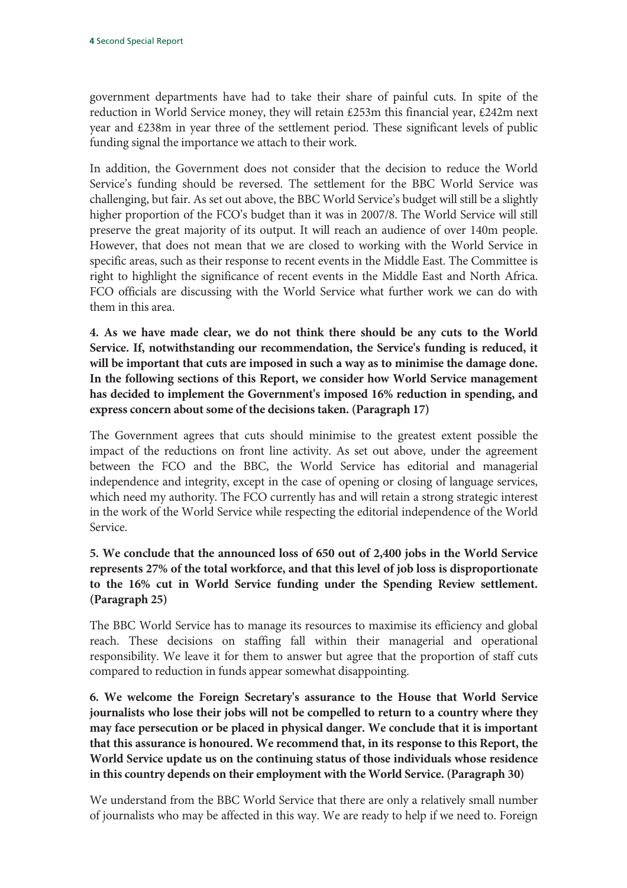government departments have had to take their share of painful cuts. In spite of the reduction in World Service money, they will retain £253m this financial year, £242m next year and £238m in year three of the settlement period. These significant levels of public funding signal the importance we attach to their work.

In addition, the Government does not consider that the decision to reduce the World Service's funding should be reversed. The settlement for the BBC World Service was challenging, but fair. As set out above, the BBC World Service's budget will still be a slightly higher proportion of the FCO's budget than it was in 2007/8. The World Service will still preserve the great majority of its output. It will reach an audience of over 140m people. However, that does not mean that we are closed to working with the World Service in specific areas, such as their response to recent events in the Middle East. The Committee is right to highlight the significance of recent events in the Middle East and North Africa. FCO officials are discussing with the World Service what further work we can do with them in this area.

**4. As we have made clear, we do not think there should be any cuts to the World Service. If, notwithstanding our recommendation, the Service's funding is reduced, it will be important that cuts are imposed in such a way as to minimise the damage done. In the following sections of this Report, we consider how World Service management has decided to implement the Government's imposed 16% reduction in spending, and express concern about some of the decisions taken. (Paragraph 17)**

The Government agrees that cuts should minimise to the greatest extent possible the impact of the reductions on front line activity. As set out above, under the agreement between the FCO and the BBC, the World Service has editorial and managerial independence and integrity, except in the case of opening or closing of language services, which need my authority. The FCO currently has and will retain a strong strategic interest in the work of the World Service while respecting the editorial independence of the World Service.

**5. We conclude that the announced loss of 650 out of 2,400 jobs in the World Service represents 27% of the total workforce, and that this level of job loss is disproportionate to the 16% cut in World Service funding under the Spending Review settlement. (Paragraph 25)**

The BBC World Service has to manage its resources to maximise its efficiency and global reach. These decisions on staffing fall within their managerial and operational responsibility. We leave it for them to answer but agree that the proportion of staff cuts compared to reduction in funds appear somewhat disappointing.

**6. We welcome the Foreign Secretary's assurance to the House that World Service journalists who lose their jobs will not be compelled to return to a country where they may face persecution or be placed in physical danger. We conclude that it is important that this assurance is honoured. We recommend that, in its response to this Report, the World Service update us on the continuing status of those individuals whose residence in this country depends on their employment with the World Service. (Paragraph 30)**

We understand from the BBC World Service that there are only a relatively small number of journalists who may be affected in this way. We are ready to help if we need to. Foreign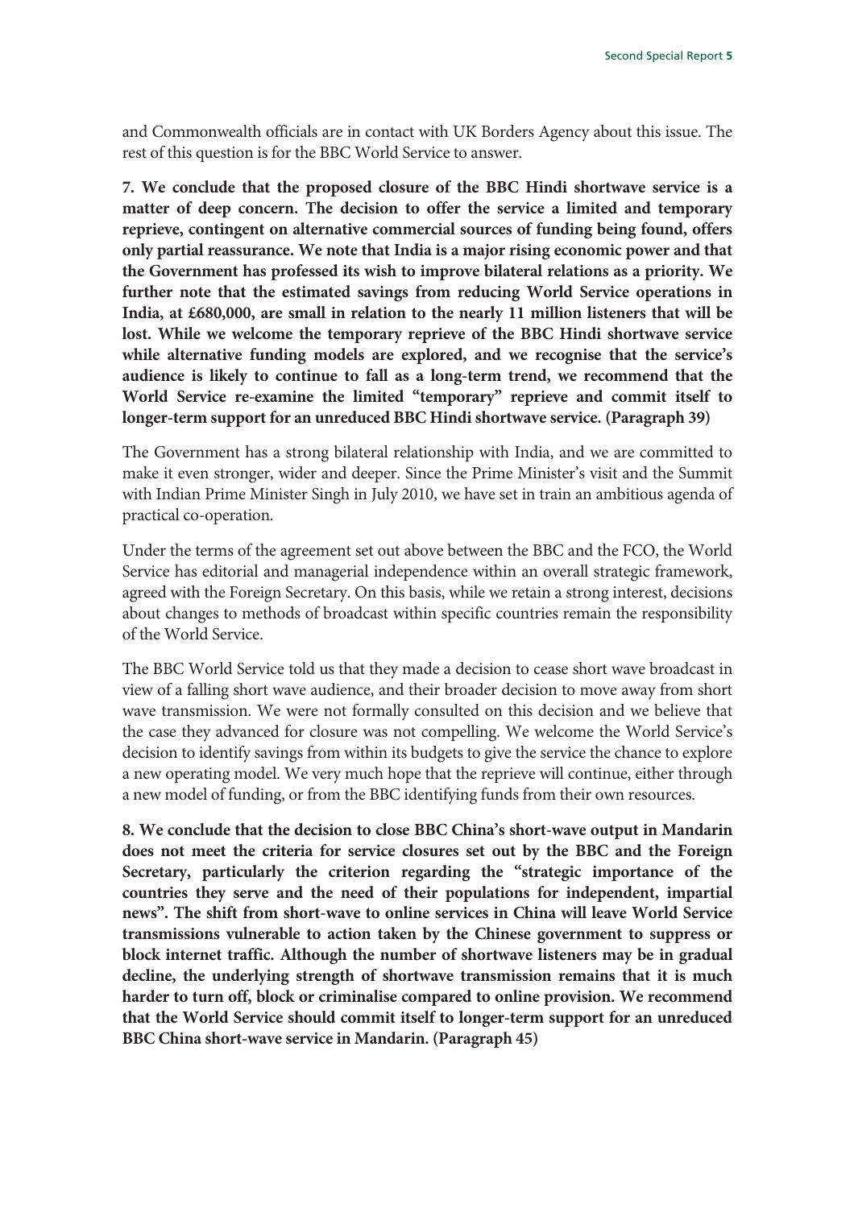and Commonwealth officials are in contact with UK Borders Agency about this issue. The rest of this question is for the BBC World Service to answer.

**7. We conclude that the proposed closure of the BBC Hindi shortwave service is a matter of deep concern. The decision to offer the service a limited and temporary reprieve, contingent on alternative commercial sources of funding being found, offers only partial reassurance. We note that India is a major rising economic power and that the Government has professed its wish to improve bilateral relations as a priority. We further note that the estimated savings from reducing World Service operations in India, at £680,000, are small in relation to the nearly 11 million listeners that will be lost. While we welcome the temporary reprieve of the BBC Hindi shortwave service while alternative funding models are explored, and we recognise that the service's audience is likely to continue to fall as a long-term trend, we recommend that the World Service re-examine the limited "temporary" reprieve and commit itself to longer-term support for an unreduced BBC Hindi shortwave service. (Paragraph 39)**

The Government has a strong bilateral relationship with India, and we are committed to make it even stronger, wider and deeper. Since the Prime Minister's visit and the Summit with Indian Prime Minister Singh in July 2010, we have set in train an ambitious agenda of practical co-operation.

Under the terms of the agreement set out above between the BBC and the FCO, the World Service has editorial and managerial independence within an overall strategic framework, agreed with the Foreign Secretary. On this basis, while we retain a strong interest, decisions about changes to methods of broadcast within specific countries remain the responsibility of the World Service.

The BBC World Service told us that they made a decision to cease short wave broadcast in view of a falling short wave audience, and their broader decision to move away from short wave transmission. We were not formally consulted on this decision and we believe that the case they advanced for closure was not compelling. We welcome the World Service's decision to identify savings from within its budgets to give the service the chance to explore a new operating model. We very much hope that the reprieve will continue, either through a new model of funding, or from the BBC identifying funds from their own resources.

**8. We conclude that the decision to close BBC China's short-wave output in Mandarin does not meet the criteria for service closures set out by the BBC and the Foreign Secretary, particularly the criterion regarding the "strategic importance of the countries they serve and the need of their populations for independent, impartial news". The shift from short-wave to online services in China will leave World Service transmissions vulnerable to action taken by the Chinese government to suppress or block internet traffic. Although the number of shortwave listeners may be in gradual decline, the underlying strength of shortwave transmission remains that it is much harder to turn off, block or criminalise compared to online provision. We recommend that the World Service should commit itself to longer-term support for an unreduced BBC China short-wave service in Mandarin. (Paragraph 45)**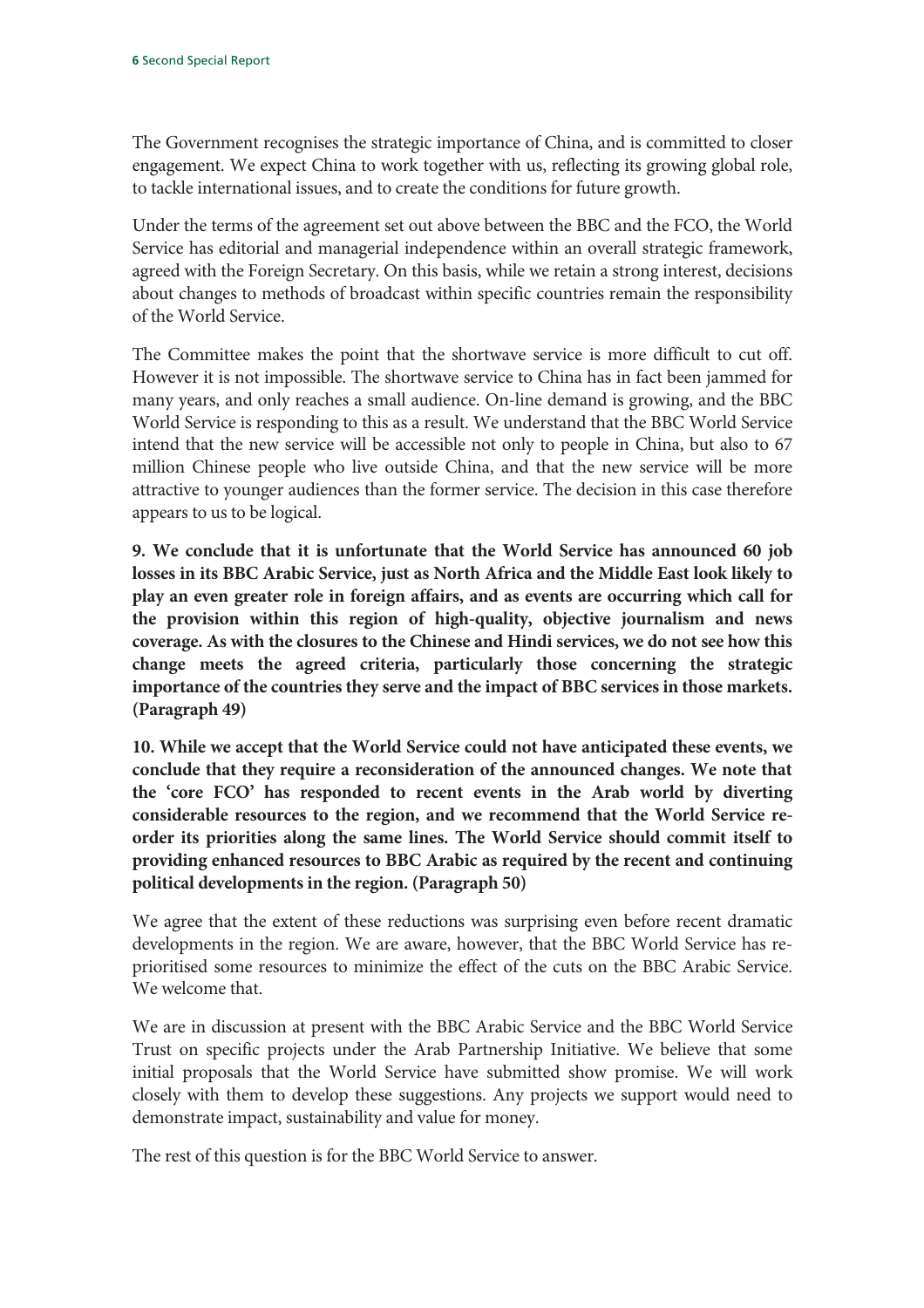The Government recognises the strategic importance of China, and is committed to closer engagement. We expect China to work together with us, reflecting its growing global role, to tackle international issues, and to create the conditions for future growth.

Under the terms of the agreement set out above between the BBC and the FCO, the World Service has editorial and managerial independence within an overall strategic framework, agreed with the Foreign Secretary. On this basis, while we retain a strong interest, decisions about changes to methods of broadcast within specific countries remain the responsibility of the World Service.

The Committee makes the point that the shortwave service is more difficult to cut off. However it is not impossible. The shortwave service to China has in fact been jammed for many years, and only reaches a small audience. On-line demand is growing, and the BBC World Service is responding to this as a result. We understand that the BBC World Service intend that the new service will be accessible not only to people in China, but also to 67 million Chinese people who live outside China, and that the new service will be more attractive to younger audiences than the former service. The decision in this case therefore appears to us to be logical.

**9. We conclude that it is unfortunate that the World Service has announced 60 job losses in its BBC Arabic Service, just as North Africa and the Middle East look likely to play an even greater role in foreign affairs, and as events are occurring which call for the provision within this region of high-quality, objective journalism and news coverage. As with the closures to the Chinese and Hindi services, we do not see how this change meets the agreed criteria, particularly those concerning the strategic importance of the countries they serve and the impact of BBC services in those markets. (Paragraph 49)**

**10. While we accept that the World Service could not have anticipated these events, we conclude that they require a reconsideration of the announced changes. We note that the 'core FCO' has responded to recent events in the Arab world by diverting considerable resources to the region, and we recommend that the World Service re-order its priorities along the same lines. The World Service should commit itself to providing enhanced resources to BBC Arabic as required by the recent and continuing political developments in the region. (Paragraph 50)**

We agree that the extent of these reductions was surprising even before recent dramatic developments in the region. We are aware, however, that the BBC World Service has re-prioritised some resources to minimize the effect of the cuts on the BBC Arabic Service. We welcome that.

We are in discussion at present with the BBC Arabic Service and the BBC World Service Trust on specific projects under the Arab Partnership Initiative. We believe that some initial proposals that the World Service have submitted show promise. We will work closely with them to develop these suggestions. Any projects we support would need to demonstrate impact, sustainability and value for money.

The rest of this question is for the BBC World Service to answer.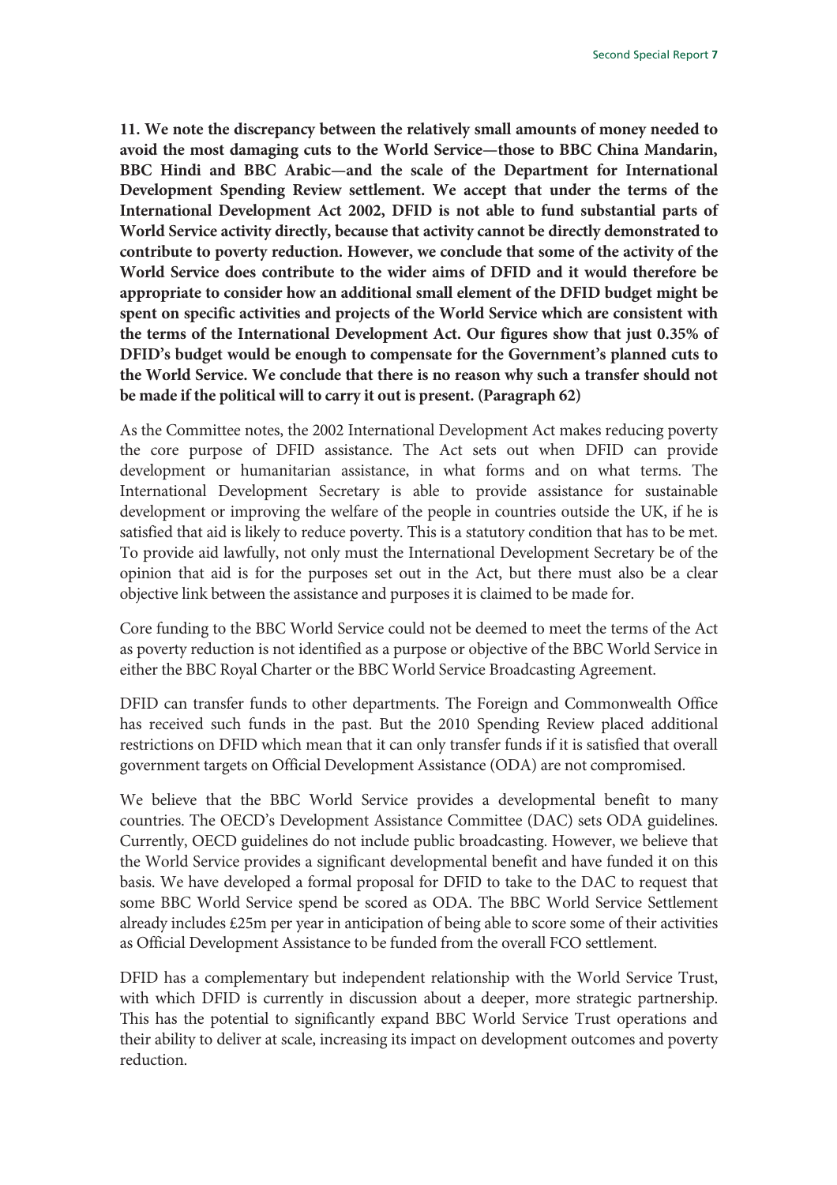**11. We note the discrepancy between the relatively small amounts of money needed to avoid the most damaging cuts to the World Service—those to BBC China Mandarin, BBC Hindi and BBC Arabic—and the scale of the Department for International Development Spending Review settlement. We accept that under the terms of the International Development Act 2002, DFID is not able to fund substantial parts of World Service activity directly, because that activity cannot be directly demonstrated to contribute to poverty reduction. However, we conclude that some of the activity of the World Service does contribute to the wider aims of DFID and it would therefore be appropriate to consider how an additional small element of the DFID budget might be spent on specific activities and projects of the World Service which are consistent with the terms of the International Development Act. Our figures show that just 0.35% of DFID's budget would be enough to compensate for the Government's planned cuts to the World Service. We conclude that there is no reason why such a transfer should not be made if the political will to carry it out is present. (Paragraph 62)**

As the Committee notes, the 2002 International Development Act makes reducing poverty the core purpose of DFID assistance. The Act sets out when DFID can provide development or humanitarian assistance, in what forms and on what terms. The International Development Secretary is able to provide assistance for sustainable development or improving the welfare of the people in countries outside the UK, if he is satisfied that aid is likely to reduce poverty. This is a statutory condition that has to be met. To provide aid lawfully, not only must the International Development Secretary be of the opinion that aid is for the purposes set out in the Act, but there must also be a clear objective link between the assistance and purposes it is claimed to be made for.

Core funding to the BBC World Service could not be deemed to meet the terms of the Act as poverty reduction is not identified as a purpose or objective of the BBC World Service in either the BBC Royal Charter or the BBC World Service Broadcasting Agreement.

DFID can transfer funds to other departments. The Foreign and Commonwealth Office has received such funds in the past. But the 2010 Spending Review placed additional restrictions on DFID which mean that it can only transfer funds if it is satisfied that overall government targets on Official Development Assistance (ODA) are not compromised.

We believe that the BBC World Service provides a developmental benefit to many countries. The OECD's Development Assistance Committee (DAC) sets ODA guidelines. Currently, OECD guidelines do not include public broadcasting. However, we believe that the World Service provides a significant developmental benefit and have funded it on this basis. We have developed a formal proposal for DFID to take to the DAC to request that some BBC World Service spend be scored as ODA. The BBC World Service Settlement already includes £25m per year in anticipation of being able to score some of their activities as Official Development Assistance to be funded from the overall FCO settlement.

DFID has a complementary but independent relationship with the World Service Trust, with which DFID is currently in discussion about a deeper, more strategic partnership. This has the potential to significantly expand BBC World Service Trust operations and their ability to deliver at scale, increasing its impact on development outcomes and poverty reduction.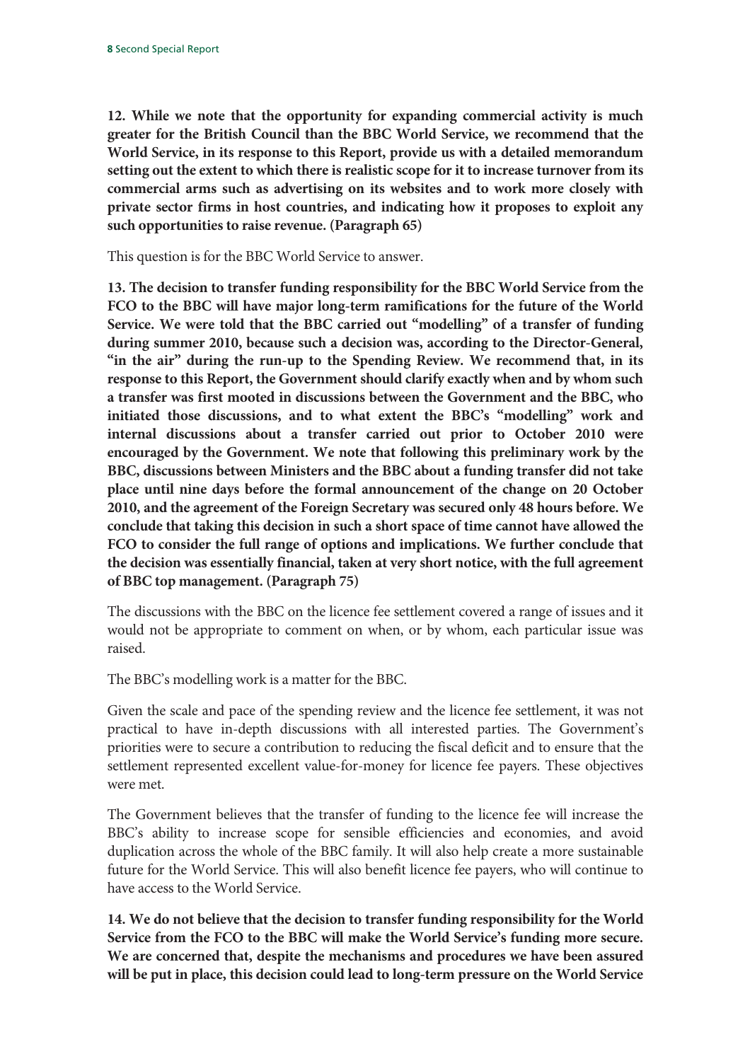**12. While we note that the opportunity for expanding commercial activity is much greater for the British Council than the BBC World Service, we recommend that the World Service, in its response to this Report, provide us with a detailed memorandum setting out the extent to which there is realistic scope for it to increase turnover from its commercial arms such as advertising on its websites and to work more closely with private sector firms in host countries, and indicating how it proposes to exploit any such opportunities to raise revenue. (Paragraph 65)**

This question is for the BBC World Service to answer.

**13. The decision to transfer funding responsibility for the BBC World Service from the FCO to the BBC will have major long-term ramifications for the future of the World Service. We were told that the BBC carried out "modelling" of a transfer of funding during summer 2010, because such a decision was, according to the Director-General, "in the air" during the run-up to the Spending Review. We recommend that, in its response to this Report, the Government should clarify exactly when and by whom such a transfer was first mooted in discussions between the Government and the BBC, who initiated those discussions, and to what extent the BBC's "modelling" work and internal discussions about a transfer carried out prior to October 2010 were encouraged by the Government. We note that following this preliminary work by the BBC, discussions between Ministers and the BBC about a funding transfer did not take place until nine days before the formal announcement of the change on 20 October 2010, and the agreement of the Foreign Secretary was secured only 48 hours before. We conclude that taking this decision in such a short space of time cannot have allowed the FCO to consider the full range of options and implications. We further conclude that the decision was essentially financial, taken at very short notice, with the full agreement of BBC top management. (Paragraph 75)**

The discussions with the BBC on the licence fee settlement covered a range of issues and it would not be appropriate to comment on when, or by whom, each particular issue was raised.

The BBC's modelling work is a matter for the BBC.

Given the scale and pace of the spending review and the licence fee settlement, it was not practical to have in-depth discussions with all interested parties. The Government's priorities were to secure a contribution to reducing the fiscal deficit and to ensure that the settlement represented excellent value-for-money for licence fee payers. These objectives were met.

The Government believes that the transfer of funding to the licence fee will increase the BBC's ability to increase scope for sensible efficiencies and economies, and avoid duplication across the whole of the BBC family. It will also help create a more sustainable future for the World Service. This will also benefit licence fee payers, who will continue to have access to the World Service.

**14. We do not believe that the decision to transfer funding responsibility for the World Service from the FCO to the BBC will make the World Service's funding more secure. We are concerned that, despite the mechanisms and procedures we have been assured will be put in place, this decision could lead to long-term pressure on the World Service**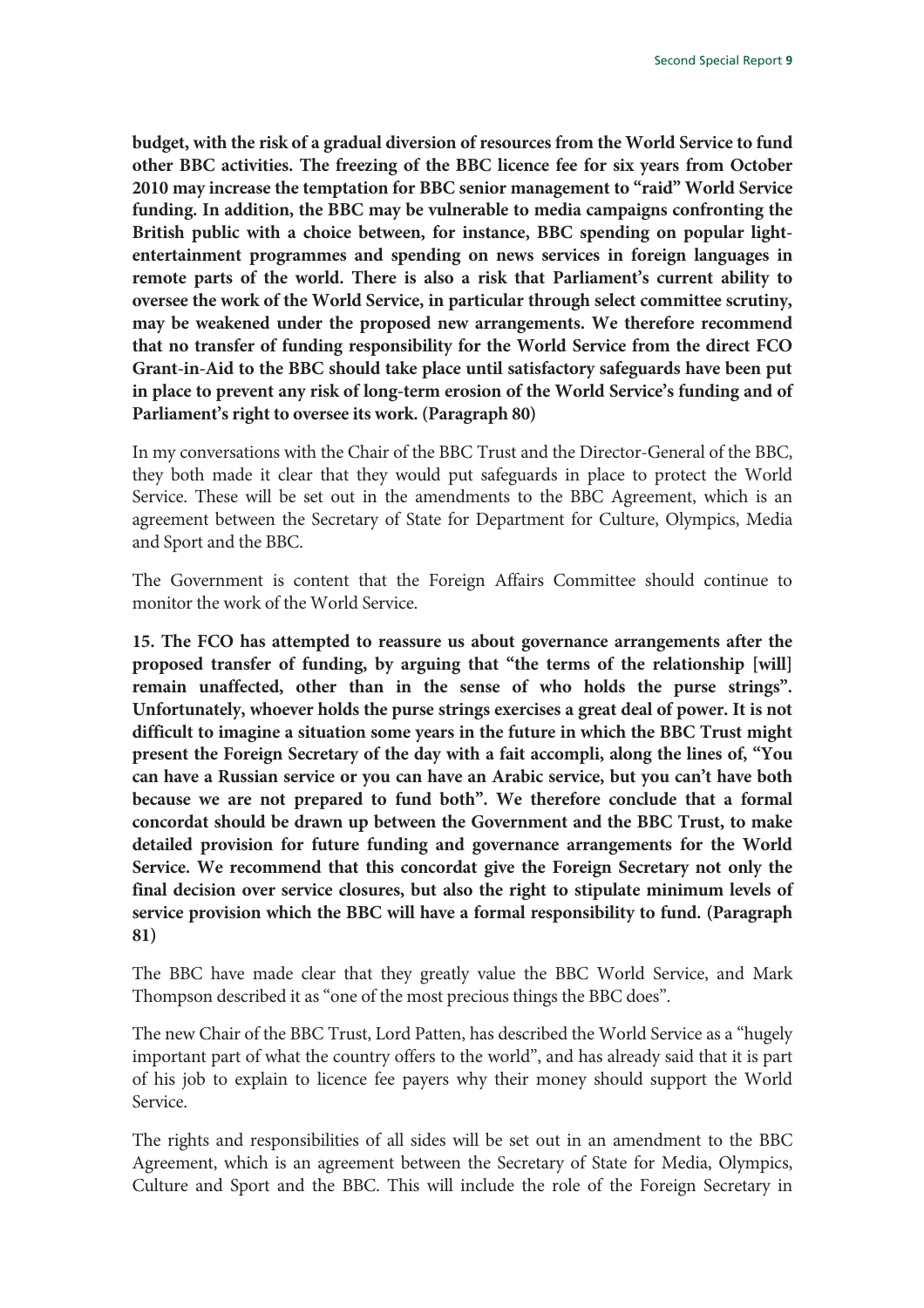**budget, with the risk of a gradual diversion of resources from the World Service to fund other BBC activities. The freezing of the BBC licence fee for six years from October 2010 may increase the temptation for BBC senior management to "raid" World Service funding. In addition, the BBC may be vulnerable to media campaigns confronting the British public with a choice between, for instance, BBC spending on popular light-entertainment programmes and spending on news services in foreign languages in remote parts of the world. There is also a risk that Parliament's current ability to oversee the work of the World Service, in particular through select committee scrutiny, may be weakened under the proposed new arrangements. We therefore recommend that no transfer of funding responsibility for the World Service from the direct FCO Grant-in-Aid to the BBC should take place until satisfactory safeguards have been put in place to prevent any risk of long-term erosion of the World Service's funding and of Parliament's right to oversee its work. (Paragraph 80)**

In my conversations with the Chair of the BBC Trust and the Director-General of the BBC, they both made it clear that they would put safeguards in place to protect the World Service. These will be set out in the amendments to the BBC Agreement, which is an agreement between the Secretary of State for Department for Culture, Olympics, Media and Sport and the BBC.

The Government is content that the Foreign Affairs Committee should continue to monitor the work of the World Service.

**15. The FCO has attempted to reassure us about governance arrangements after the proposed transfer of funding, by arguing that "the terms of the relationship [will] remain unaffected, other than in the sense of who holds the purse strings". Unfortunately, whoever holds the purse strings exercises a great deal of power. It is not difficult to imagine a situation some years in the future in which the BBC Trust might present the Foreign Secretary of the day with a fait accompli, along the lines of, "You can have a Russian service or you can have an Arabic service, but you can't have both because we are not prepared to fund both". We therefore conclude that a formal concordat should be drawn up between the Government and the BBC Trust, to make detailed provision for future funding and governance arrangements for the World Service. We recommend that this concordat give the Foreign Secretary not only the final decision over service closures, but also the right to stipulate minimum levels of service provision which the BBC will have a formal responsibility to fund. (Paragraph 81)**

The BBC have made clear that they greatly value the BBC World Service, and Mark Thompson described it as "one of the most precious things the BBC does".

The new Chair of the BBC Trust, Lord Patten, has described the World Service as a "hugely important part of what the country offers to the world", and has already said that it is part of his job to explain to licence fee payers why their money should support the World Service.

The rights and responsibilities of all sides will be set out in an amendment to the BBC Agreement, which is an agreement between the Secretary of State for Media, Olympics, Culture and Sport and the BBC. This will include the role of the Foreign Secretary in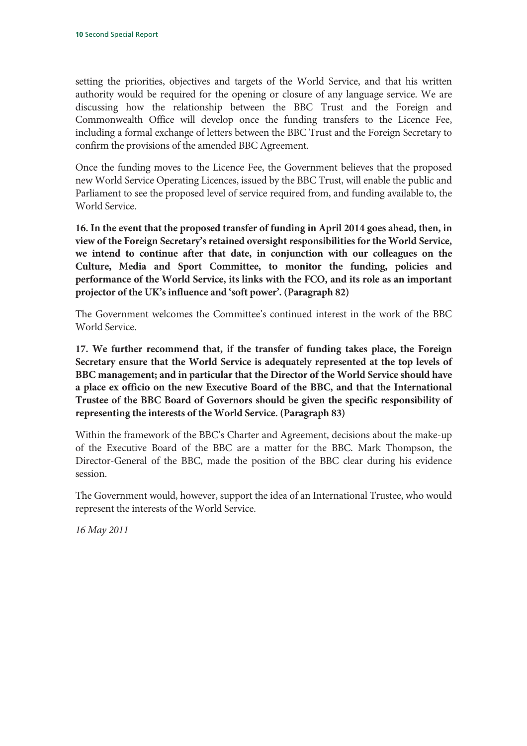setting the priorities, objectives and targets of the World Service, and that his written authority would be required for the opening or closure of any language service. We are discussing how the relationship between the BBC Trust and the Foreign and Commonwealth Office will develop once the funding transfers to the Licence Fee, including a formal exchange of letters between the BBC Trust and the Foreign Secretary to confirm the provisions of the amended BBC Agreement.

Once the funding moves to the Licence Fee, the Government believes that the proposed new World Service Operating Licences, issued by the BBC Trust, will enable the public and Parliament to see the proposed level of service required from, and funding available to, the World Service.

**16. In the event that the proposed transfer of funding in April 2014 goes ahead, then, in view of the Foreign Secretary's retained oversight responsibilities for the World Service, we intend to continue after that date, in conjunction with our colleagues on the Culture, Media and Sport Committee, to monitor the funding, policies and performance of the World Service, its links with the FCO, and its role as an important projector of the UK's influence and 'soft power'. (Paragraph 82)**

The Government welcomes the Committee's continued interest in the work of the BBC World Service.

**17. We further recommend that, if the transfer of funding takes place, the Foreign Secretary ensure that the World Service is adequately represented at the top levels of BBC management; and in particular that the Director of the World Service should have a place ex officio on the new Executive Board of the BBC, and that the International Trustee of the BBC Board of Governors should be given the specific responsibility of representing the interests of the World Service. (Paragraph 83)**

Within the framework of the BBC's Charter and Agreement, decisions about the make-up of the Executive Board of the BBC are a matter for the BBC. Mark Thompson, the Director-General of the BBC, made the position of the BBC clear during his evidence session.

The Government would, however, support the idea of an International Trustee, who would represent the interests of the World Service.

*16 May 2011*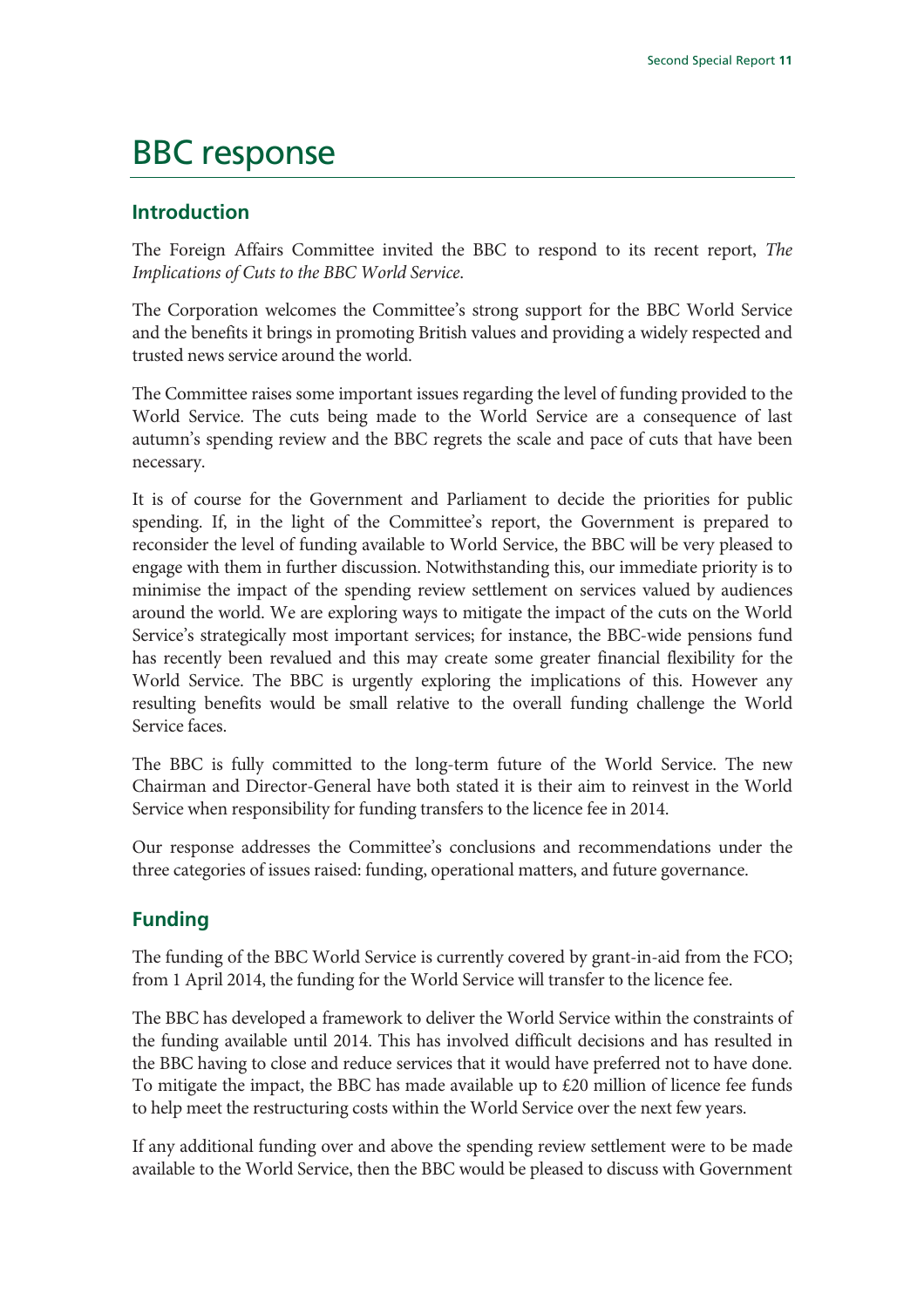# BBC response

## Introduction

The Foreign Affairs Committee invited the BBC to respond to its recent report, *The Implications of Cuts to the BBC World Service*.

The Corporation welcomes the Committee's strong support for the BBC World Service and the benefits it brings in promoting British values and providing a widely respected and trusted news service around the world.

The Committee raises some important issues regarding the level of funding provided to the World Service. The cuts being made to the World Service are a consequence of last autumn's spending review and the BBC regrets the scale and pace of cuts that have been necessary.

It is of course for the Government and Parliament to decide the priorities for public spending. If, in the light of the Committee's report, the Government is prepared to reconsider the level of funding available to World Service, the BBC will be very pleased to engage with them in further discussion. Notwithstanding this, our immediate priority is to minimise the impact of the spending review settlement on services valued by audiences around the world. We are exploring ways to mitigate the impact of the cuts on the World Service's strategically most important services; for instance, the BBC-wide pensions fund has recently been revalued and this may create some greater financial flexibility for the World Service. The BBC is urgently exploring the implications of this. However any resulting benefits would be small relative to the overall funding challenge the World Service faces.

The BBC is fully committed to the long-term future of the World Service. The new Chairman and Director-General have both stated it is their aim to reinvest in the World Service when responsibility for funding transfers to the licence fee in 2014.

Our response addresses the Committee's conclusions and recommendations under the three categories of issues raised: funding, operational matters, and future governance.

## Funding

The funding of the BBC World Service is currently covered by grant-in-aid from the FCO; from 1 April 2014, the funding for the World Service will transfer to the licence fee.

The BBC has developed a framework to deliver the World Service within the constraints of the funding available until 2014. This has involved difficult decisions and has resulted in the BBC having to close and reduce services that it would have preferred not to have done. To mitigate the impact, the BBC has made available up to £20 million of licence fee funds to help meet the restructuring costs within the World Service over the next few years.

If any additional funding over and above the spending review settlement were to be made available to the World Service, then the BBC would be pleased to discuss with Government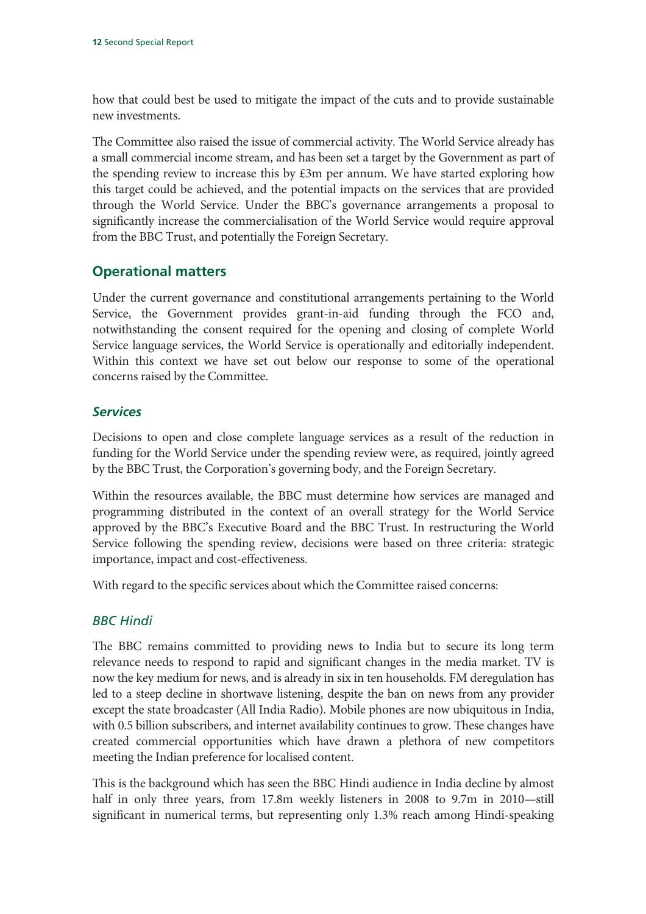how that could best be used to mitigate the impact of the cuts and to provide sustainable new investments.

The Committee also raised the issue of commercial activity. The World Service already has a small commercial income stream, and has been set a target by the Government as part of the spending review to increase this by £3m per annum. We have started exploring how this target could be achieved, and the potential impacts on the services that are provided through the World Service. Under the BBC's governance arrangements a proposal to significantly increase the commercialisation of the World Service would require approval from the BBC Trust, and potentially the Foreign Secretary.

## Operational matters

Under the current governance and constitutional arrangements pertaining to the World Service, the Government provides grant-in-aid funding through the FCO and, notwithstanding the consent required for the opening and closing of complete World Service language services, the World Service is operationally and editorially independent. Within this context we have set out below our response to some of the operational concerns raised by the Committee.

### *Services*

Decisions to open and close complete language services as a result of the reduction in funding for the World Service under the spending review were, as required, jointly agreed by the BBC Trust, the Corporation's governing body, and the Foreign Secretary.

Within the resources available, the BBC must determine how services are managed and programming distributed in the context of an overall strategy for the World Service approved by the BBC's Executive Board and the BBC Trust. In restructuring the World Service following the spending review, decisions were based on three criteria: strategic importance, impact and cost-effectiveness.

With regard to the specific services about which the Committee raised concerns:

### *BBC Hindi*

The BBC remains committed to providing news to India but to secure its long term relevance needs to respond to rapid and significant changes in the media market. TV is now the key medium for news, and is already in six in ten households. FM deregulation has led to a steep decline in shortwave listening, despite the ban on news from any provider except the state broadcaster (All India Radio). Mobile phones are now ubiquitous in India, with 0.5 billion subscribers, and internet availability continues to grow. These changes have created commercial opportunities which have drawn a plethora of new competitors meeting the Indian preference for localised content.

This is the background which has seen the BBC Hindi audience in India decline by almost half in only three years, from 17.8m weekly listeners in 2008 to 9.7m in 2010—still significant in numerical terms, but representing only 1.3% reach among Hindi-speaking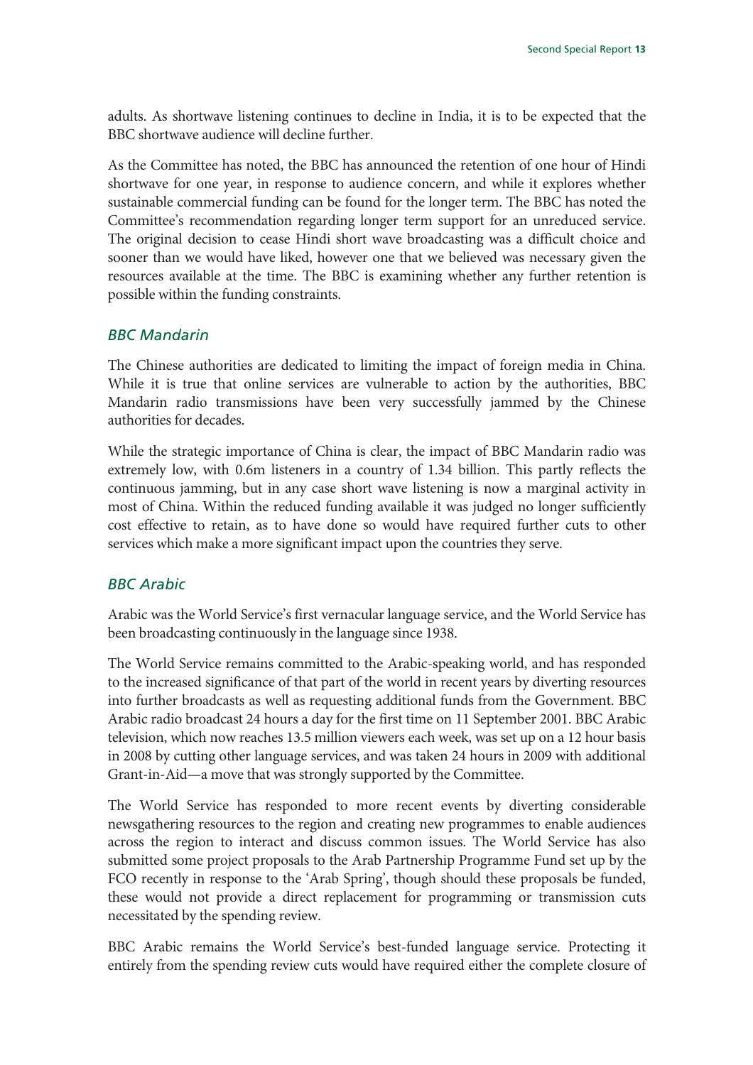adults. As shortwave listening continues to decline in India, it is to be expected that the BBC shortwave audience will decline further.

As the Committee has noted, the BBC has announced the retention of one hour of Hindi shortwave for one year, in response to audience concern, and while it explores whether sustainable commercial funding can be found for the longer term. The BBC has noted the Committee's recommendation regarding longer term support for an unreduced service. The original decision to cease Hindi short wave broadcasting was a difficult choice and sooner than we would have liked, however one that we believed was necessary given the resources available at the time. The BBC is examining whether any further retention is possible within the funding constraints.

### *BBC Mandarin*

The Chinese authorities are dedicated to limiting the impact of foreign media in China. While it is true that online services are vulnerable to action by the authorities, BBC Mandarin radio transmissions have been very successfully jammed by the Chinese authorities for decades.

While the strategic importance of China is clear, the impact of BBC Mandarin radio was extremely low, with 0.6m listeners in a country of 1.34 billion. This partly reflects the continuous jamming, but in any case short wave listening is now a marginal activity in most of China. Within the reduced funding available it was judged no longer sufficiently cost effective to retain, as to have done so would have required further cuts to other services which make a more significant impact upon the countries they serve.

### *BBC Arabic*

Arabic was the World Service's first vernacular language service, and the World Service has been broadcasting continuously in the language since 1938.

The World Service remains committed to the Arabic-speaking world, and has responded to the increased significance of that part of the world in recent years by diverting resources into further broadcasts as well as requesting additional funds from the Government. BBC Arabic radio broadcast 24 hours a day for the first time on 11 September 2001. BBC Arabic television, which now reaches 13.5 million viewers each week, was set up on a 12 hour basis in 2008 by cutting other language services, and was taken 24 hours in 2009 with additional Grant-in-Aid—a move that was strongly supported by the Committee.

The World Service has responded to more recent events by diverting considerable newsgathering resources to the region and creating new programmes to enable audiences across the region to interact and discuss common issues. The World Service has also submitted some project proposals to the Arab Partnership Programme Fund set up by the FCO recently in response to the 'Arab Spring', though should these proposals be funded, these would not provide a direct replacement for programming or transmission cuts necessitated by the spending review.

BBC Arabic remains the World Service's best-funded language service. Protecting it entirely from the spending review cuts would have required either the complete closure of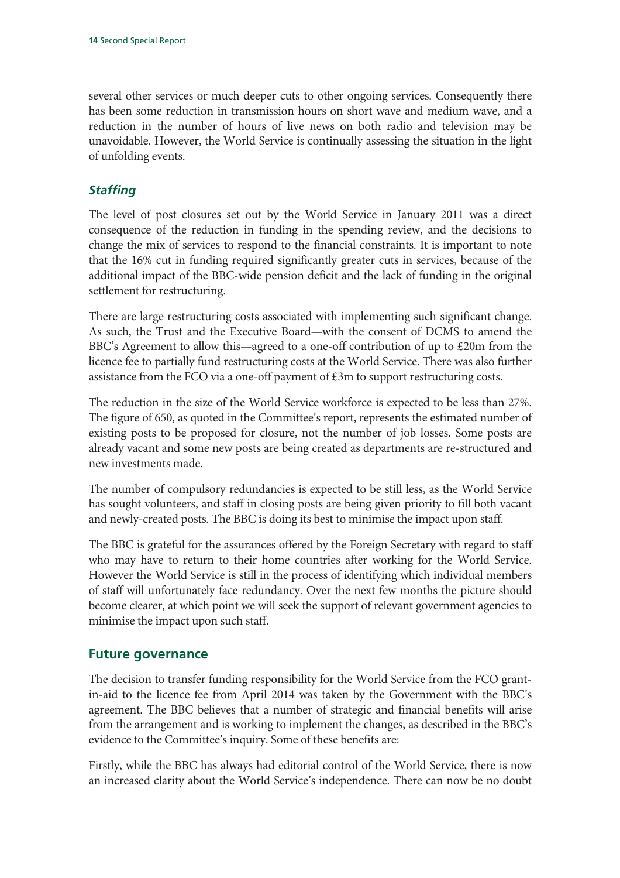several other services or much deeper cuts to other ongoing services. Consequently there has been some reduction in transmission hours on short wave and medium wave, and a reduction in the number of hours of live news on both radio and television may be unavoidable. However, the World Service is continually assessing the situation in the light of unfolding events.

### *Staffing*

The level of post closures set out by the World Service in January 2011 was a direct consequence of the reduction in funding in the spending review, and the decisions to change the mix of services to respond to the financial constraints. It is important to note that the 16% cut in funding required significantly greater cuts in services, because of the additional impact of the BBC-wide pension deficit and the lack of funding in the original settlement for restructuring.

There are large restructuring costs associated with implementing such significant change. As such, the Trust and the Executive Board—with the consent of DCMS to amend the BBC's Agreement to allow this—agreed to a one-off contribution of up to £20m from the licence fee to partially fund restructuring costs at the World Service. There was also further assistance from the FCO via a one-off payment of £3m to support restructuring costs.

The reduction in the size of the World Service workforce is expected to be less than 27%. The figure of 650, as quoted in the Committee's report, represents the estimated number of existing posts to be proposed for closure, not the number of job losses. Some posts are already vacant and some new posts are being created as departments are re-structured and new investments made.

The number of compulsory redundancies is expected to be still less, as the World Service has sought volunteers, and staff in closing posts are being given priority to fill both vacant and newly-created posts. The BBC is doing its best to minimise the impact upon staff.

The BBC is grateful for the assurances offered by the Foreign Secretary with regard to staff who may have to return to their home countries after working for the World Service. However the World Service is still in the process of identifying which individual members of staff will unfortunately face redundancy. Over the next few months the picture should become clearer, at which point we will seek the support of relevant government agencies to minimise the impact upon such staff.

## Future governance

The decision to transfer funding responsibility for the World Service from the FCO grant-in-aid to the licence fee from April 2014 was taken by the Government with the BBC's agreement. The BBC believes that a number of strategic and financial benefits will arise from the arrangement and is working to implement the changes, as described in the BBC's evidence to the Committee's inquiry. Some of these benefits are:

Firstly, while the BBC has always had editorial control of the World Service, there is now an increased clarity about the World Service's independence. There can now be no doubt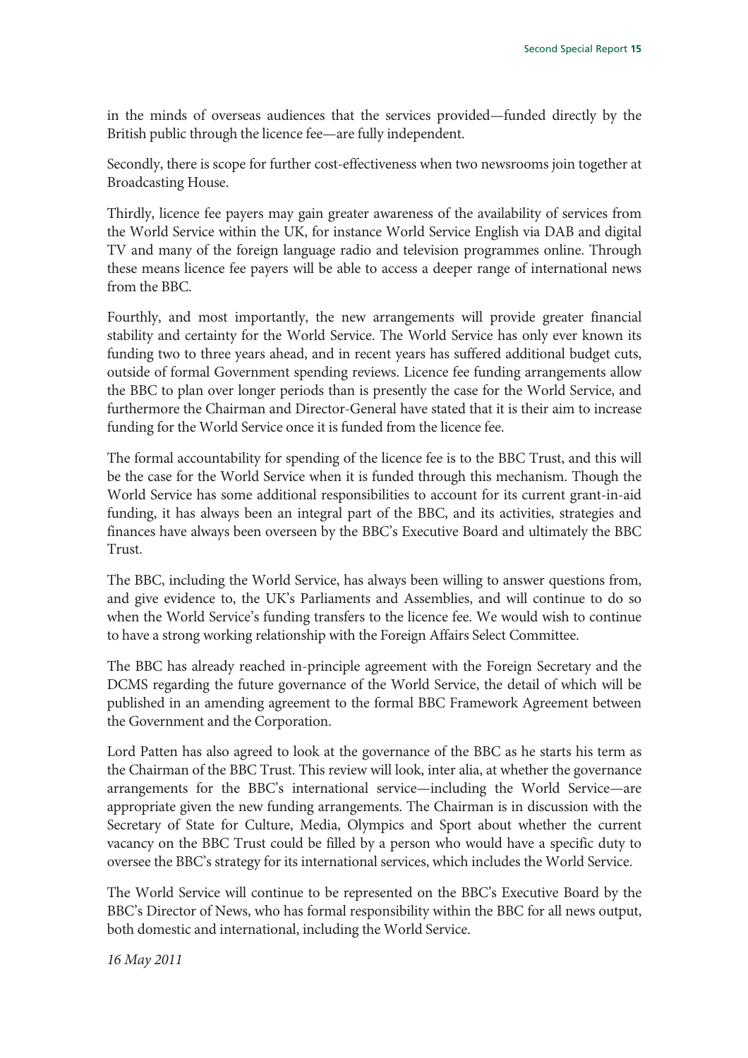in the minds of overseas audiences that the services provided—funded directly by the British public through the licence fee—are fully independent.

Secondly, there is scope for further cost-effectiveness when two newsrooms join together at Broadcasting House.

Thirdly, licence fee payers may gain greater awareness of the availability of services from the World Service within the UK, for instance World Service English via DAB and digital TV and many of the foreign language radio and television programmes online. Through these means licence fee payers will be able to access a deeper range of international news from the BBC.

Fourthly, and most importantly, the new arrangements will provide greater financial stability and certainty for the World Service. The World Service has only ever known its funding two to three years ahead, and in recent years has suffered additional budget cuts, outside of formal Government spending reviews. Licence fee funding arrangements allow the BBC to plan over longer periods than is presently the case for the World Service, and furthermore the Chairman and Director-General have stated that it is their aim to increase funding for the World Service once it is funded from the licence fee.

The formal accountability for spending of the licence fee is to the BBC Trust, and this will be the case for the World Service when it is funded through this mechanism. Though the World Service has some additional responsibilities to account for its current grant-in-aid funding, it has always been an integral part of the BBC, and its activities, strategies and finances have always been overseen by the BBC's Executive Board and ultimately the BBC Trust.

The BBC, including the World Service, has always been willing to answer questions from, and give evidence to, the UK's Parliaments and Assemblies, and will continue to do so when the World Service's funding transfers to the licence fee. We would wish to continue to have a strong working relationship with the Foreign Affairs Select Committee.

The BBC has already reached in-principle agreement with the Foreign Secretary and the DCMS regarding the future governance of the World Service, the detail of which will be published in an amending agreement to the formal BBC Framework Agreement between the Government and the Corporation.

Lord Patten has also agreed to look at the governance of the BBC as he starts his term as the Chairman of the BBC Trust. This review will look, inter alia, at whether the governance arrangements for the BBC's international service—including the World Service—are appropriate given the new funding arrangements. The Chairman is in discussion with the Secretary of State for Culture, Media, Olympics and Sport about whether the current vacancy on the BBC Trust could be filled by a person who would have a specific duty to oversee the BBC's strategy for its international services, which includes the World Service.

The World Service will continue to be represented on the BBC's Executive Board by the BBC's Director of News, who has formal responsibility within the BBC for all news output, both domestic and international, including the World Service.

*16 May 2011*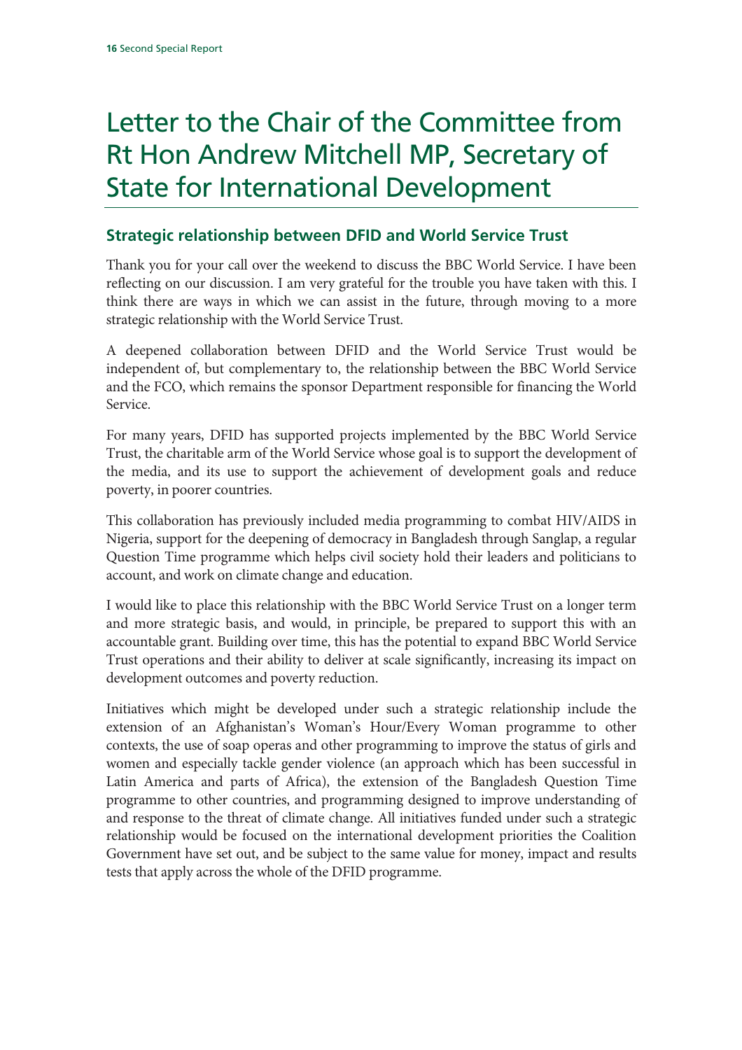# Letter to the Chair of the Committee from Rt Hon Andrew Mitchell MP, Secretary of State for International Development

## Strategic relationship between DFID and World Service Trust

Thank you for your call over the weekend to discuss the BBC World Service. I have been reflecting on our discussion. I am very grateful for the trouble you have taken with this. I think there are ways in which we can assist in the future, through moving to a more strategic relationship with the World Service Trust.

A deepened collaboration between DFID and the World Service Trust would be independent of, but complementary to, the relationship between the BBC World Service and the FCO, which remains the sponsor Department responsible for financing the World Service.

For many years, DFID has supported projects implemented by the BBC World Service Trust, the charitable arm of the World Service whose goal is to support the development of the media, and its use to support the achievement of development goals and reduce poverty, in poorer countries.

This collaboration has previously included media programming to combat HIV/AIDS in Nigeria, support for the deepening of democracy in Bangladesh through Sanglap, a regular Question Time programme which helps civil society hold their leaders and politicians to account, and work on climate change and education.

I would like to place this relationship with the BBC World Service Trust on a longer term and more strategic basis, and would, in principle, be prepared to support this with an accountable grant. Building over time, this has the potential to expand BBC World Service Trust operations and their ability to deliver at scale significantly, increasing its impact on development outcomes and poverty reduction.

Initiatives which might be developed under such a strategic relationship include the extension of an Afghanistan's Woman's Hour/Every Woman programme to other contexts, the use of soap operas and other programming to improve the status of girls and women and especially tackle gender violence (an approach which has been successful in Latin America and parts of Africa), the extension of the Bangladesh Question Time programme to other countries, and programming designed to improve understanding of and response to the threat of climate change. All initiatives funded under such a strategic relationship would be focused on the international development priorities the Coalition Government have set out, and be subject to the same value for money, impact and results tests that apply across the whole of the DFID programme.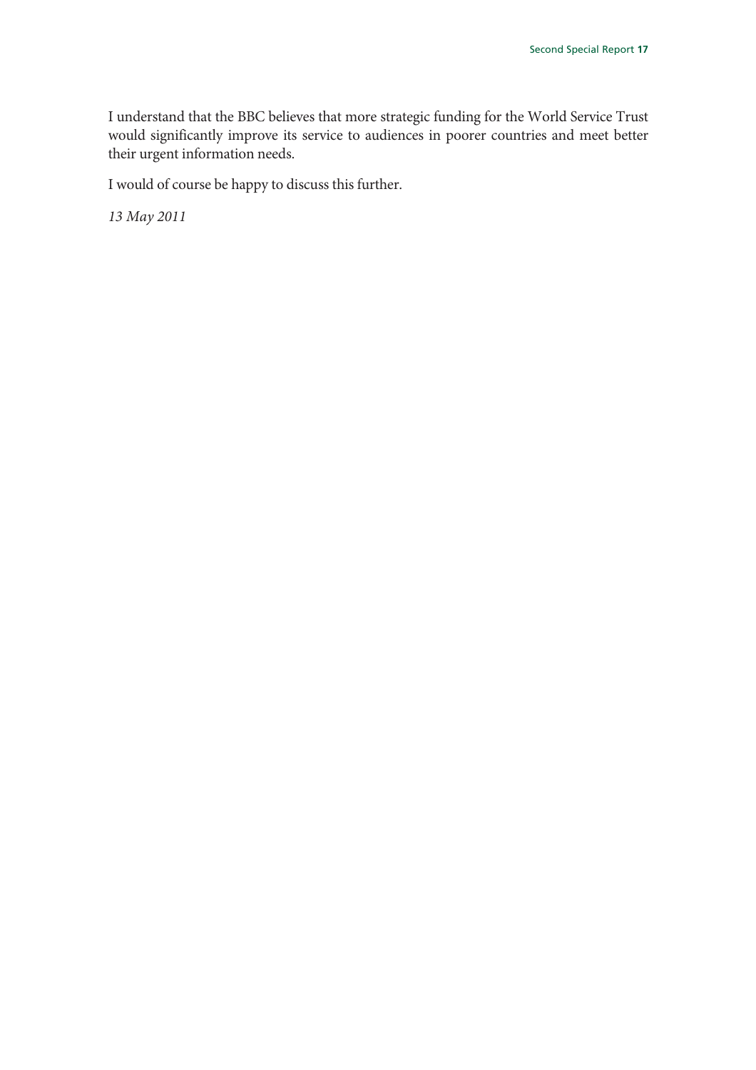I understand that the BBC believes that more strategic funding for the World Service Trust would significantly improve its service to audiences in poorer countries and meet better their urgent information needs.

I would of course be happy to discuss this further.

*13 May 2011*